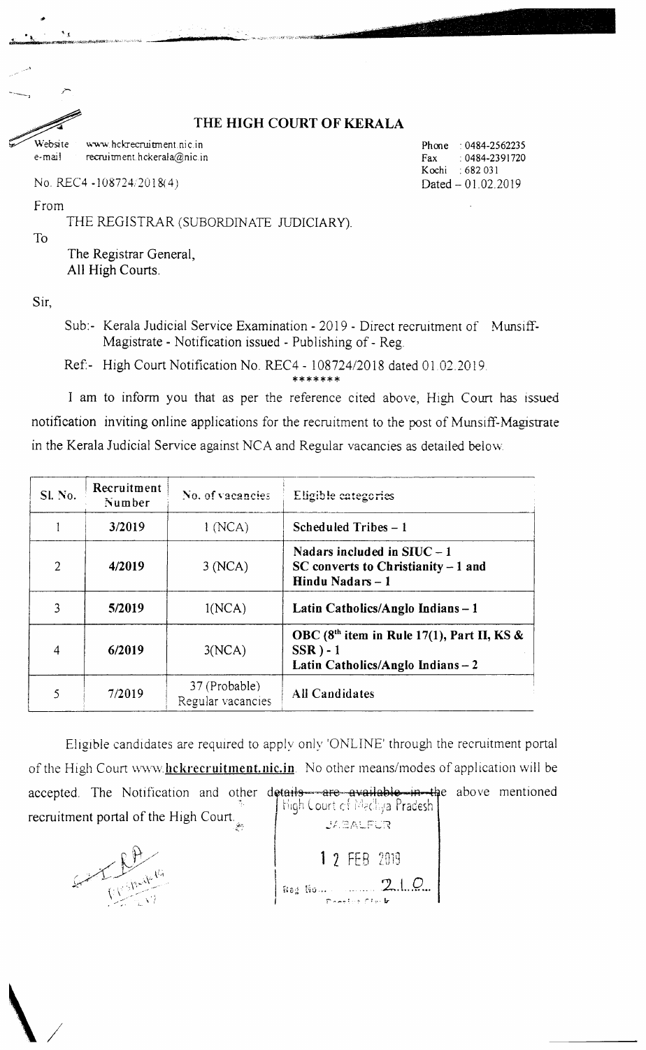# THE HIGH COURT OF KERALA

Website www.hckrecruitment.nic.in
e-mail recruitment.hckerala@nic.in

Phone : 0484-2562235
Fax : 0484-2391720
Kochi : 682 031

No. REC4 -108724/2018(4)

Dated – 01.02.2019

From

THE REGISTRAR (SUBORDINATE JUDICIARY).

To

The Registrar General,
All High Courts.

Sir,

Sub:- Kerala Judicial Service Examination - 2019 - Direct recruitment of Munsiff-Magistrate - Notification issued - Publishing of - Reg.

Ref:- High Court Notification No. REC4 - 108724/2018 dated 01.02.2019.

*******

I am to inform you that as per the reference cited above, High Court has issued notification inviting online applications for the recruitment to the post of Munsiff-Magistrate in the Kerala Judicial Service against NCA and Regular vacancies as detailed below.

| Sl. No. | Recruitment Number | No. of vacancies | Eligible categories |
|---|---|---|---|
| 1 | **3/2019** | 1 (NCA) | **Scheduled Tribes – 1** |
| 2 | **4/2019** | 3 (NCA) | **Nadars included in SIUC – 1 SC converts to Christianity – 1 and Hindu Nadars – 1** |
| 3 | **5/2019** | 1(NCA) | **Latin Catholics/Anglo Indians – 1** |
| 4 | **6/2019** | 3(NCA) | **OBC (8th item in Rule 17(1), Part II, KS & SSR) - 1 Latin Catholics/Anglo Indians – 2** |
| 5 | **7/2019** | 37 (Probable) Regular vacancies | **All Candidates** |

Eligible candidates are required to apply only 'ONLINE' through the recruitment portal of the High Court www.**hckrecruitment.nic.in**. No other means/modes of application will be accepted. The Notification and other details are available in the above mentioned recruitment portal of the High Court.

High Court of Madhya Pradesh
JABALPUR
12 FEB 2019
Reg. No. ...... 210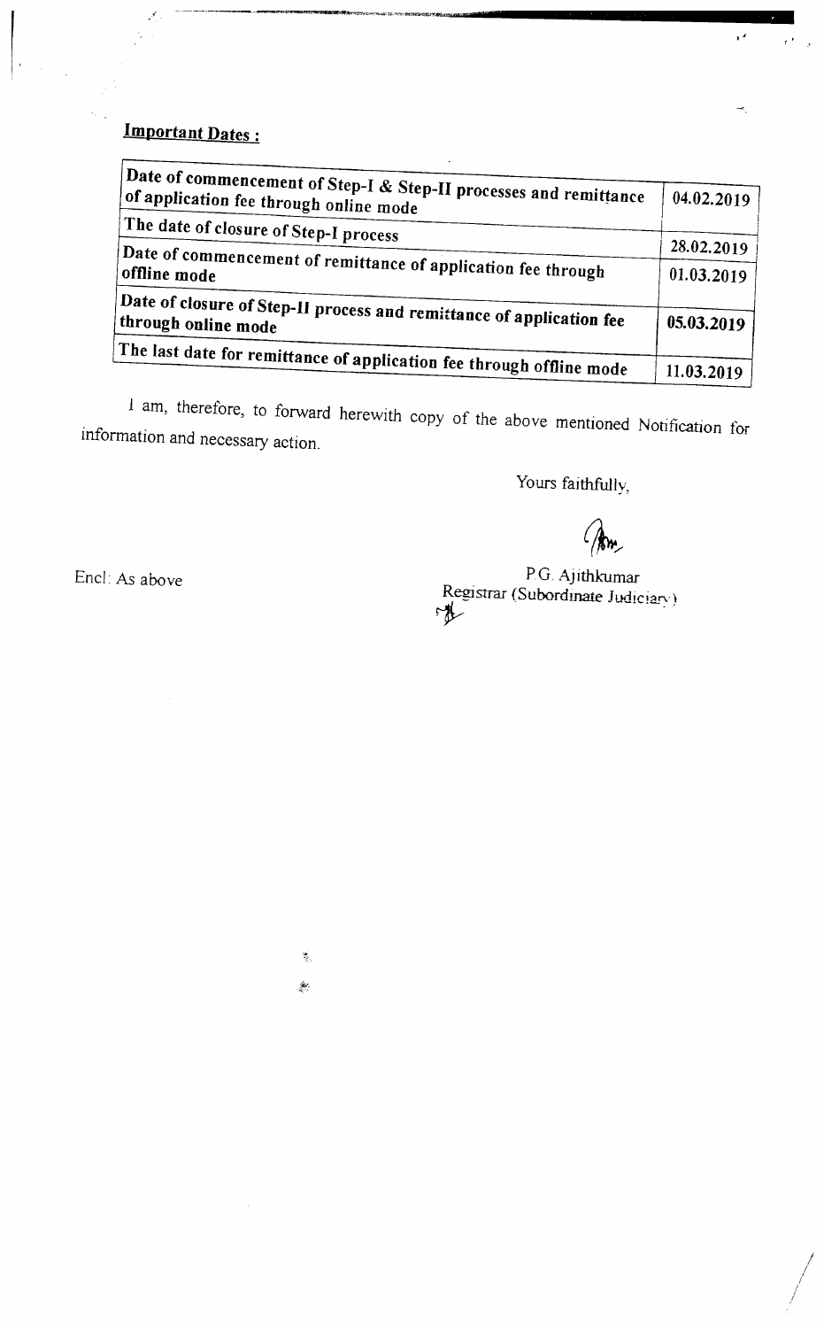**Important Dates :**

| | |
|---|---|
| Date of commencement of Step-I & Step-II processes and remittance of application fee through online mode | 04.02.2019 |
| The date of closure of Step-I process | 28.02.2019 |
| Date of commencement of remittance of application fee through offline mode | 01.03.2019 |
| Date of closure of Step-II process and remittance of application fee through online mode | 05.03.2019 |
| The last date for remittance of application fee through offline mode | 11.03.2019 |

I am, therefore, to forward herewith copy of the above mentioned Notification for information and necessary action.

Yours faithfully,

Encl: As above

P.G. Ajithkumar
Registrar (Subordinate Judiciary)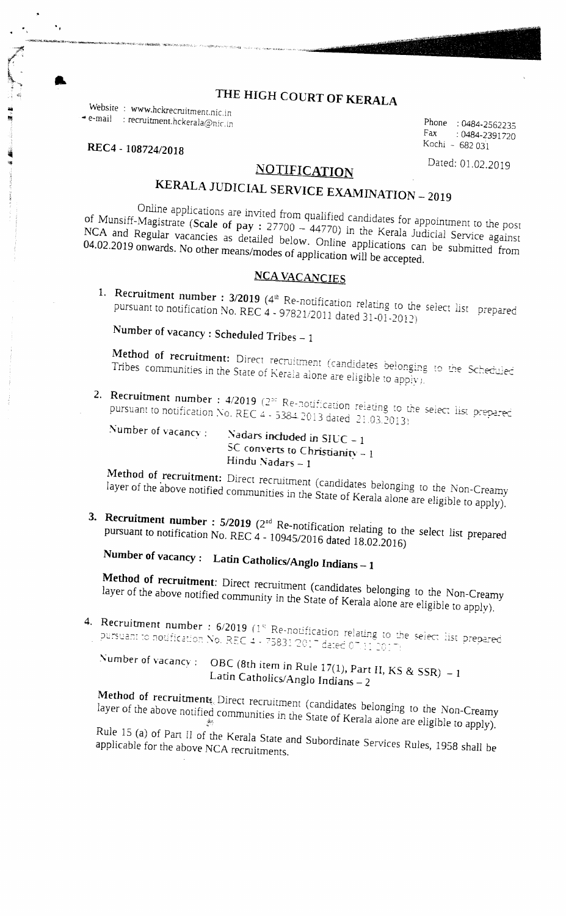# THE HIGH COURT OF KERALA

Website : www.hckrecruitment.nic.in
e-mail : recruitment.hckerala@nic.in

Phone : 0484-2562235
Fax : 0484-2391720
Kochi - 682 031

**REC4 - 108724/2018**

Dated: 01.02.2019

## NOTIFICATION

## KERALA JUDICIAL SERVICE EXAMINATION – 2019

Online applications are invited from qualified candidates for appointment to the post of Munsiff-Magistrate (**Scale of pay** : 27700 – 44770) in the Kerala Judicial Service against NCA and Regular vacancies as detailed below. Online applications can be submitted from 04.02.2019 onwards. No other means/modes of application will be accepted.

### NCA VACANCIES

1. **Recruitment number : 3/2019** (4th Re-notification relating to the select list prepared pursuant to notification No. REC 4 - 97821/2011 dated 31-01-2012)

   **Number of vacancy : Scheduled Tribes – 1**

   **Method of recruitment:** Direct recruitment (candidates belonging to the Scheduled Tribes communities in the State of Kerala alone are eligible to apply).

2. **Recruitment number** : 4/2019 (2nd Re-notification relating to the select list prepared pursuant to notification No. REC 4 - 5384/2013 dated 21.03.2013)

   Number of vacancy : **Nadars included in SIUC – 1**
   **SC converts to Christianity – 1**
   **Hindu Nadars – 1**

   **Method of recruitment:** Direct recruitment (candidates belonging to the Non-Creamy layer of the above notified communities in the State of Kerala alone are eligible to apply).

3. **Recruitment number : 5/2019** (2nd Re-notification relating to the select list prepared pursuant to notification No. REC 4 - 10945/2016 dated 18.02.2016)

   **Number of vacancy : Latin Catholics/Anglo Indians – 1**

   **Method of recruitment**: Direct recruitment (candidates belonging to the Non-Creamy layer of the above notified community in the State of Kerala alone are eligible to apply).

4. Recruitment number : 6/2019 (1st Re-notification relating to the select list prepared pursuant to notification No. REC 4 - 75831/2017 dated 07.11.2017)

   Number of vacancy : OBC (8th item in Rule 17(1), Part II, KS & SSR) – 1
   Latin Catholics/Anglo Indians – 2

   **Method of recruitment:** Direct recruitment (candidates belonging to the Non-Creamy layer of the above notified communities in the State of Kerala alone are eligible to apply).

Rule 15 (a) of Part II of the Kerala State and Subordinate Services Rules, 1958 shall be applicable for the above NCA recruitments.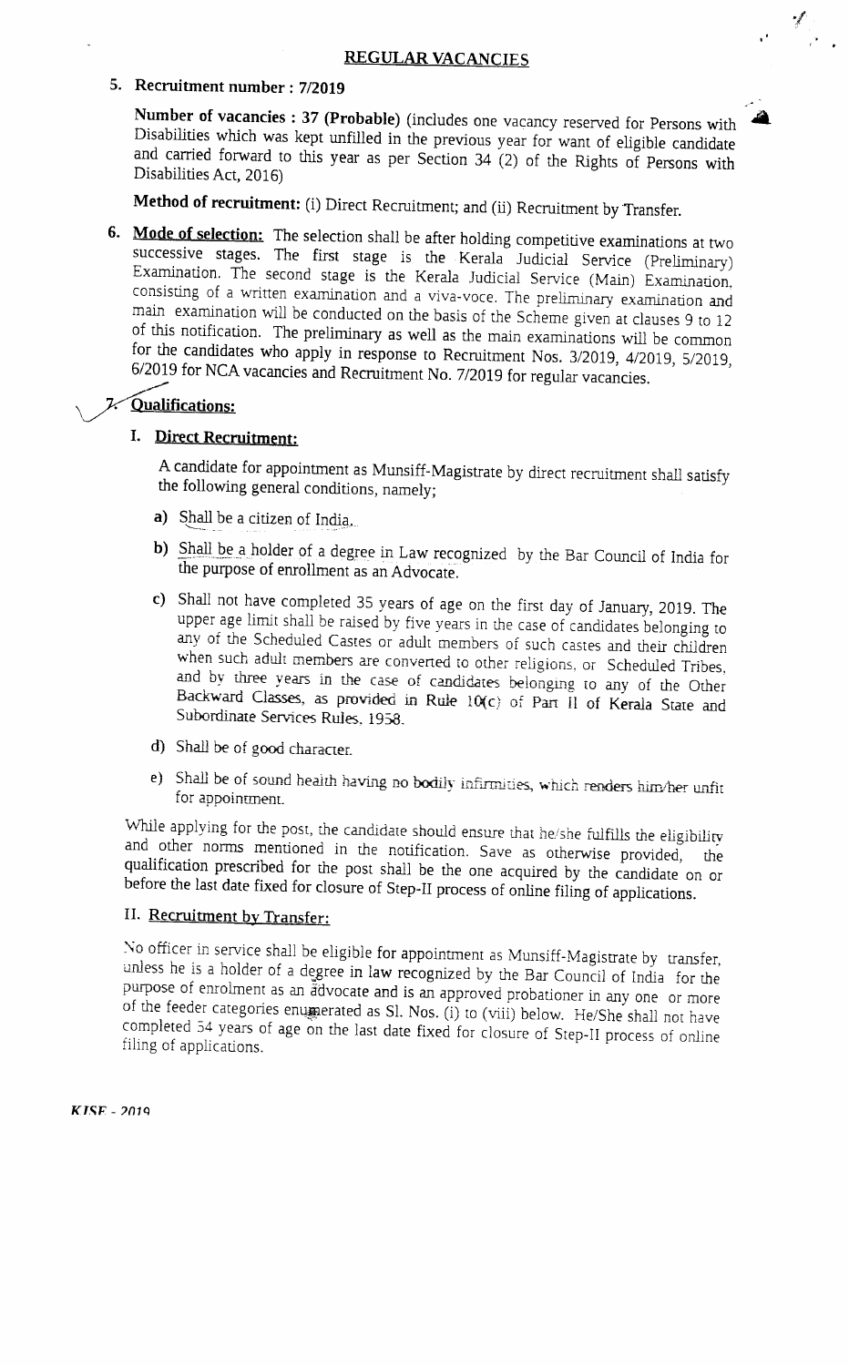## REGULAR VACANCIES

**5. Recruitment number : 7/2019**

**Number of vacancies : 37 (Probable)** (includes one vacancy reserved for Persons with Disabilities which was kept unfilled in the previous year for want of eligible candidate and carried forward to this year as per Section 34 (2) of the Rights of Persons with Disabilities Act, 2016)

**Method of recruitment:** (i) Direct Recruitment; and (ii) Recruitment by Transfer.

**6. Mode of selection:** The selection shall be after holding competitive examinations at two successive stages. The first stage is the Kerala Judicial Service (Preliminary) Examination. The second stage is the Kerala Judicial Service (Main) Examination, consisting of a written examination and a viva-voce. The preliminary examination and main examination will be conducted on the basis of the Scheme given at clauses 9 to 12 of this notification. The preliminary as well as the main examinations will be common for the candidates who apply in response to Recruitment Nos. 3/2019, 4/2019, 5/2019, 6/2019 for NCA vacancies and Recruitment No. 7/2019 for regular vacancies.

**7. Qualifications:**

**I. Direct Recruitment:**

A candidate for appointment as Munsiff-Magistrate by direct recruitment shall satisfy the following general conditions, namely;

a) Shall be a citizen of India.

b) Shall be a holder of a degree in Law recognized by the Bar Council of India for the purpose of enrollment as an Advocate.

c) Shall not have completed 35 years of age on the first day of January, 2019. The upper age limit shall be raised by five years in the case of candidates belonging to any of the Scheduled Castes or adult members of such castes and their children when such adult members are converted to other religions, or Scheduled Tribes, and by three years in the case of candidates belonging to any of the Other Backward Classes, as provided in Rule 10(c) of Part II of Kerala State and Subordinate Services Rules, 1958.

d) Shall be of good character.

e) Shall be of sound health having no bodily infirmities, which renders him/her unfit for appointment.

While applying for the post, the candidate should ensure that he/she fulfills the eligibility and other norms mentioned in the notification. Save as otherwise provided, the qualification prescribed for the post shall be the one acquired by the candidate on or before the last date fixed for closure of Step-II process of online filing of applications.

**II. Recruitment by Transfer:**

No officer in service shall be eligible for appointment as Munsiff-Magistrate by transfer, unless he is a holder of a degree in law recognized by the Bar Council of India for the purpose of enrolment as an advocate and is an approved probationer in any one or more of the feeder categories enumerated as Sl. Nos. (i) to (viii) below. He/She shall not have completed 54 years of age on the last date fixed for closure of Step-II process of online filing of applications.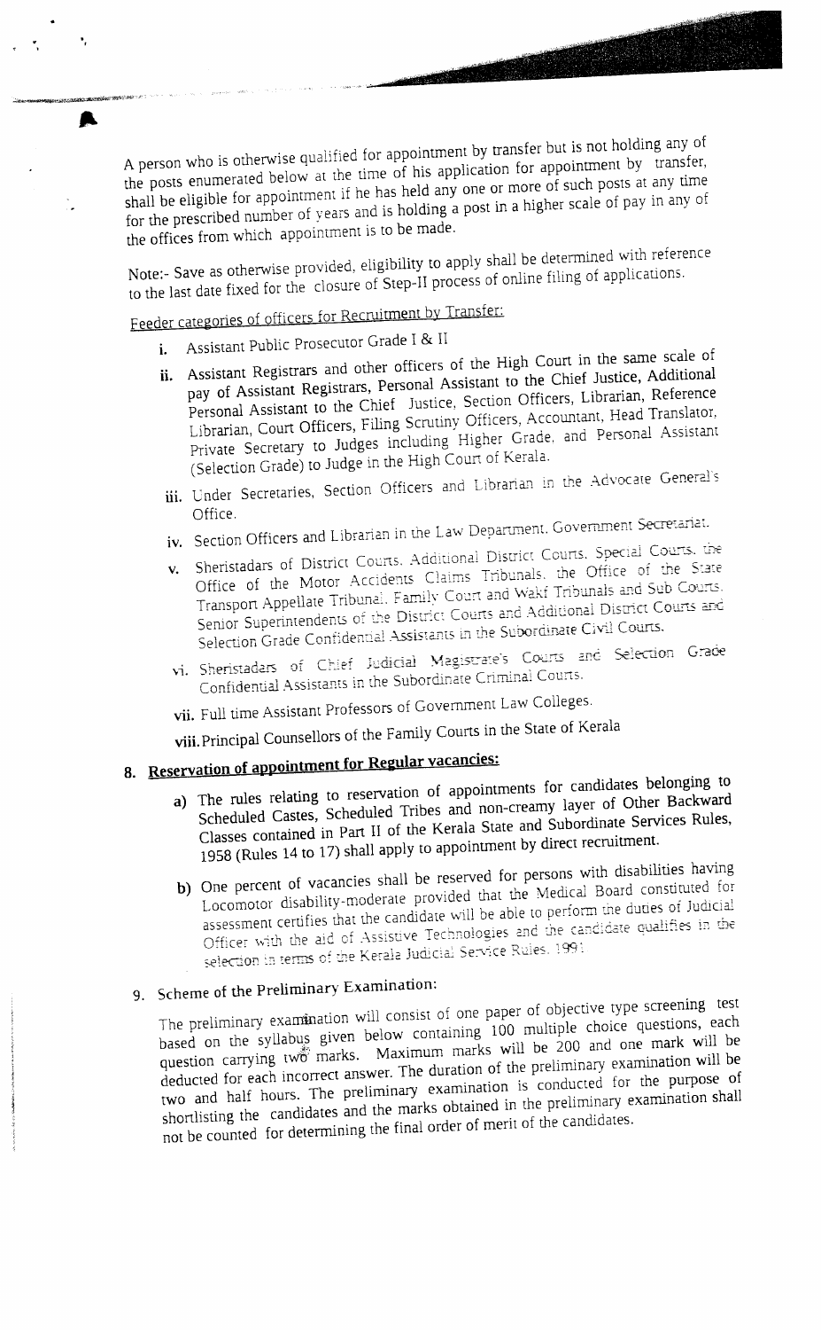A person who is otherwise qualified for appointment by transfer but is not holding any of the posts enumerated below at the time of his application for appointment by transfer, shall be eligible for appointment if he has held any one or more of such posts at any time for the prescribed number of years and is holding a post in a higher scale of pay in any of the offices from which appointment is to be made.

Note:- Save as otherwise provided, eligibility to apply shall be determined with reference to the last date fixed for the closure of Step-II process of online filing of applications.

Feeder categories of officers for Recruitment by Transfer:

i. Assistant Public Prosecutor Grade I & II

ii. Assistant Registrars and other officers of the High Court in the same scale of pay of Assistant Registrars, Personal Assistant to the Chief Justice, Additional Personal Assistant to the Chief Justice, Section Officers, Librarian, Reference Librarian, Court Officers, Filing Scrutiny Officers, Accountant, Head Translator, Private Secretary to Judges including Higher Grade, and Personal Assistant (Selection Grade) to Judge in the High Court of Kerala.

iii. Under Secretaries, Section Officers and Librarian in the Advocate General's Office.

iv. Section Officers and Librarian in the Law Department, Government Secretariat.

v. Sheristadars of District Courts, Additional District Courts, Special Courts, the Office of the Motor Accidents Claims Tribunals, the Office of the State Transport Appellate Tribunal, Family Court and Wakf Tribunals and Sub Courts, Senior Superintendents of the District Courts and Additional District Courts and Selection Grade Confidential Assistants in the Subordinate Civil Courts.

vi. Sheristadars of Chief Judicial Magistrate's Courts and Selection Grade Confidential Assistants in the Subordinate Criminal Courts.

vii. Full time Assistant Professors of Government Law Colleges.

viii. Principal Counsellors of the Family Courts in the State of Kerala

## 8. Reservation of appointment for Regular vacancies:

a) The rules relating to reservation of appointments for candidates belonging to Scheduled Castes, Scheduled Tribes and non-creamy layer of Other Backward Classes contained in Part II of the Kerala State and Subordinate Services Rules, 1958 (Rules 14 to 17) shall apply to appointment by direct recruitment.

b) One percent of vacancies shall be reserved for persons with disabilities having Locomotor disability-moderate provided that the Medical Board constituted for assessment certifies that the candidate will be able to perform the duties of Judicial Officer with the aid of Assistive Technologies and the candidate qualifies in the selection in terms of the Kerala Judicial Service Rules, 1991.

## 9. Scheme of the Preliminary Examination:

The preliminary examination will consist of one paper of objective type screening test based on the syllabus given below containing 100 multiple choice questions, each question carrying two marks. Maximum marks will be 200 and one mark will be deducted for each incorrect answer. The duration of the preliminary examination will be two and half hours. The preliminary examination is conducted for the purpose of shortlisting the candidates and the marks obtained in the preliminary examination shall not be counted for determining the final order of merit of the candidates.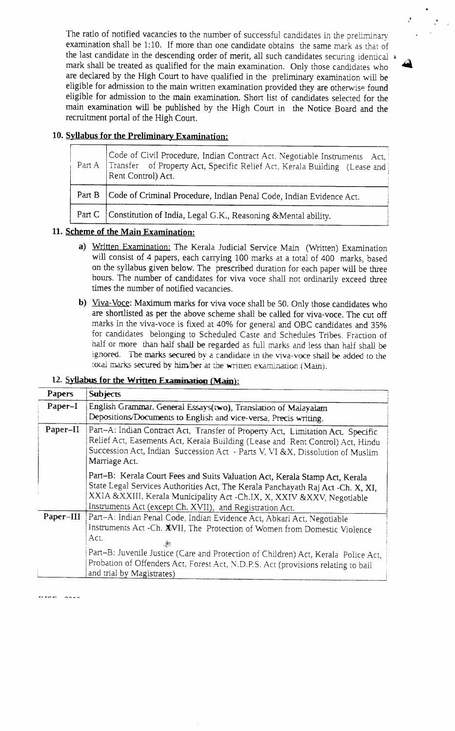The ratio of notified vacancies to the number of successful candidates in the preliminary examination shall be 1:10. If more than one candidate obtains the same mark as that of the last candidate in the descending order of merit, all such candidates securing identical mark shall be treated as qualified for the main examination. Only those candidates who are declared by the High Court to have qualified in the preliminary examination will be eligible for admission to the main written examination provided they are otherwise found eligible for admission to the main examination. Short list of candidates selected for the main examination will be published by the High Court in the Notice Board and the recruitment portal of the High Court.

## 10. Syllabus for the Preliminary Examination:

| | |
|---|---|
| Part A | Code of Civil Procedure, Indian Contract Act, Negotiable Instruments Act, Transfer of Property Act, Specific Relief Act, Kerala Building (Lease and Rent Control) Act. |
| Part B | Code of Criminal Procedure, Indian Penal Code, Indian Evidence Act. |
| Part C | Constitution of India, Legal G.K., Reasoning &Mental ability. |

## 11. Scheme of the Main Examination:

**a)** Written Examination: The Kerala Judicial Service Main (Written) Examination will consist of 4 papers, each carrying 100 marks at a total of 400 marks, based on the syllabus given below. The prescribed duration for each paper will be three hours. The number of candidates for viva voce shall not ordinarily exceed three times the number of notified vacancies.

**b)** Viva-Voce: Maximum marks for viva voce shall be 50. Only those candidates who are shortlisted as per the above scheme shall be called for viva-voce. The cut off marks in the viva-voce is fixed at 40% for general and OBC candidates and 35% for candidates belonging to Scheduled Caste and Schedules Tribes. Fraction of half or more than half shall be regarded as full marks and less than half shall be ignored. The marks secured by a candidate in the viva-voce shall be added to the total marks secured by him/her at the written examination (Main).

## 12. Syllabus for the Written Examination (Main):

| Papers | Subjects |
|---|---|
| Paper–I | English Grammar, General Essays(two), Translation of Malayalam Depositions/Documents to English and vice-versa, Precis writing. |
| Paper–II | Part–A: Indian Contract Act, Transfer of Property Act, Limitation Act, Specific Relief Act, Easements Act, Kerala Building (Lease and Rent Control) Act, Hindu Succession Act, Indian Succession Act - Parts V, VI &X, Dissolution of Muslim Marriage Act.<br><br>Part–B: Kerala Court Fees and Suits Valuation Act, Kerala Stamp Act, Kerala State Legal Services Authorities Act, The Kerala Panchayath Raj Act -Ch. X, XI, XXIA &XXIII, Kerala Municipality Act -Ch.IX, X, XXIV &XXV, Negotiable Instruments Act (except Ch. XVII), and Registration Act. |
| Paper–III | Part–A: Indian Penal Code, Indian Evidence Act, Abkari Act, Negotiable Instruments Act -Ch. XVII, The Protection of Women from Domestic Violence Act.<br><br>Part–B: Juvenile Justice (Care and Protection of Children) Act, Kerala Police Act, Probation of Offenders Act, Forest Act, N.D.P.S. Act (provisions relating to bail and trial by Magistrates) |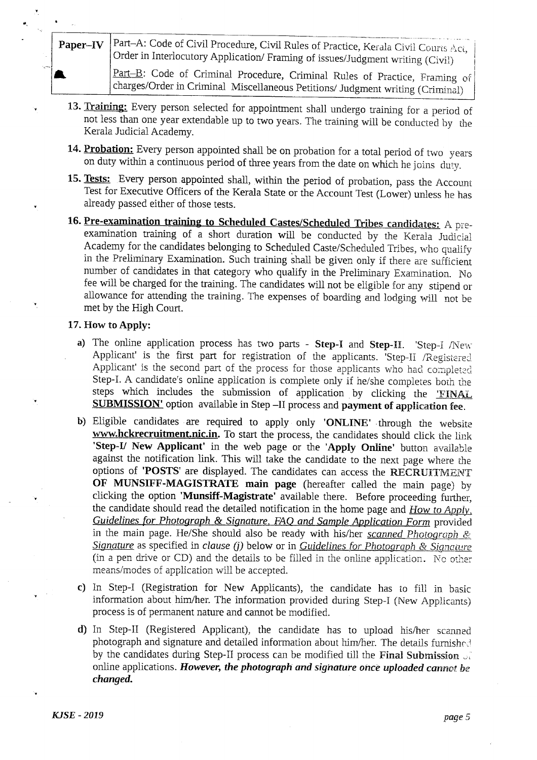| Paper–IV | Part–A: Code of Civil Procedure, Civil Rules of Practice, Kerala Civil Courts Act, Order in Interlocutory Application/ Framing of issues/Judgment writing (Civil) |
| --- | --- |
| | Part–B: Code of Criminal Procedure, Criminal Rules of Practice, Framing of charges/Order in Criminal Miscellaneous Petitions/ Judgment writing (Criminal) |

13. **Training:** Every person selected for appointment shall undergo training for a period of not less than one year extendable up to two years. The training will be conducted by the Kerala Judicial Academy.

14. **Probation:** Every person appointed shall be on probation for a total period of two years on duty within a continuous period of three years from the date on which he joins duty.

15. **Tests:** Every person appointed shall, within the period of probation, pass the Account Test for Executive Officers of the Kerala State or the Account Test (Lower) unless he has already passed either of those tests.

16. **Pre-examination training to Scheduled Castes/Scheduled Tribes candidates:** A pre-examination training of a short duration will be conducted by the Kerala Judicial Academy for the candidates belonging to Scheduled Caste/Scheduled Tribes, who qualify in the Preliminary Examination. Such training shall be given only if there are sufficient number of candidates in that category who qualify in the Preliminary Examination. No fee will be charged for the training. The candidates will not be eligible for any stipend or allowance for attending the training. The expenses of boarding and lodging will not be met by the High Court.

17. **How to Apply:**

   a) The online application process has two parts - **Step-I** and **Step-II**. 'Step-I /New Applicant' is the first part for registration of the applicants. 'Step-II /Registered Applicant' is the second part of the process for those applicants who had completed Step-I. A candidate's online application is complete only if he/she completes both the steps which includes the submission of application by clicking the **'FINAL SUBMISSION'** option available in Step –II process and **payment of application fee**.

   b) Eligible candidates are required to apply only **'ONLINE'** through the website **www.hckrecruitment.nic.in**. To start the process, the candidates should click the link **'Step-I/ New Applicant'** in the web page or the **'Apply Online'** button available against the notification link. This will take the candidate to the next page where the options of **'POSTS'** are displayed. The candidates can access the **RECRUITMENT OF MUNSIFF-MAGISTRATE main page** (hereafter called the main page) by clicking the option **'Munsiff-Magistrate'** available there. Before proceeding further, the candidate should read the detailed notification in the home page and *How to Apply, Guidelines for Photograph & Signature, FAQ and Sample Application Form* provided in the main page. He/She should also be ready with his/her *scanned Photograph & Signature* as specified in *clause (j)* below or in *Guidelines for Photograph & Signature* (in a pen drive or CD) and the details to be filled in the online application. No other means/modes of application will be accepted.

   c) In Step-I (Registration for New Applicants), the candidate has to fill in basic information about him/her. The information provided during Step-I (New Applicants) process is of permanent nature and cannot be modified.

   d) In Step-II (Registered Applicant), the candidate has to upload his/her scanned photograph and signature and detailed information about him/her. The details furnished by the candidates during Step-II process can be modified till the **Final Submission** of online applications. ***However, the photograph and signature once uploaded cannot be changed.***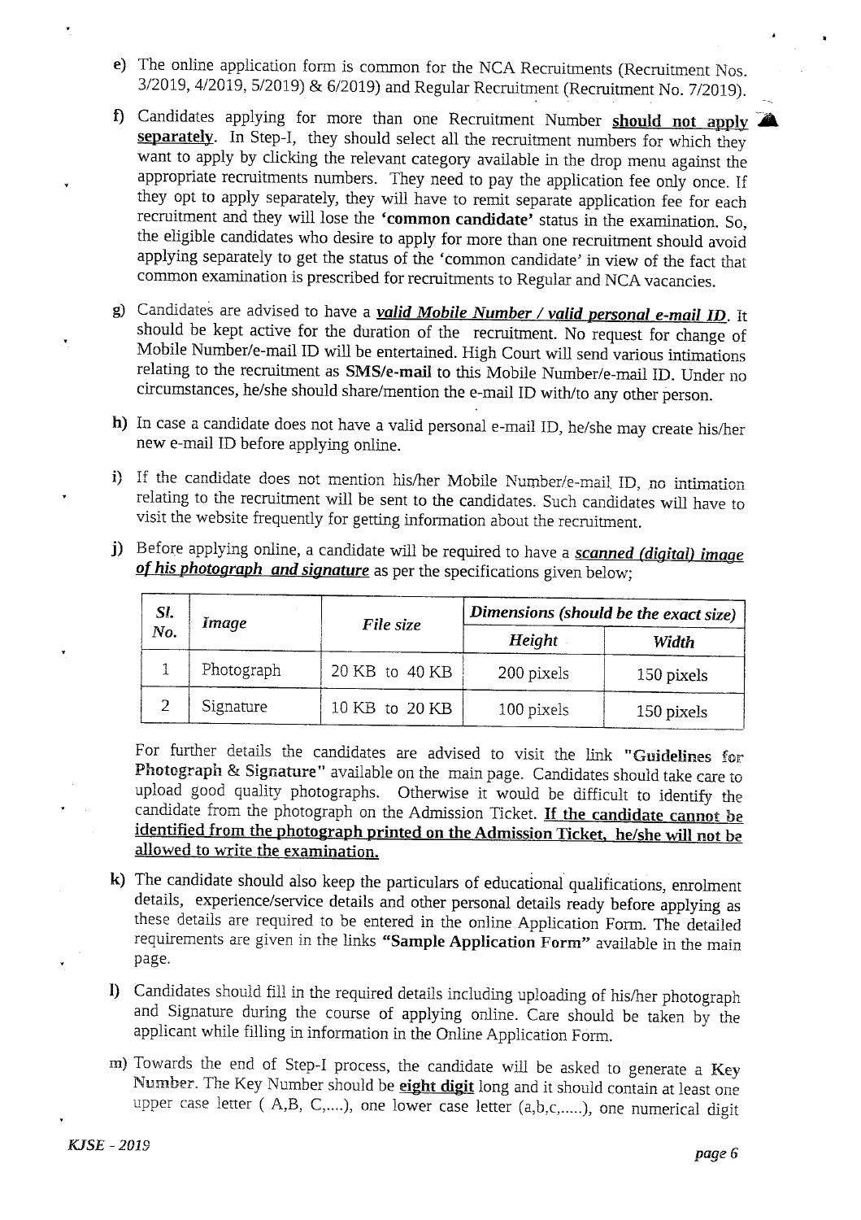e) The online application form is common for the NCA Recruitments (Recruitment Nos. 3/2019, 4/2019, 5/2019) & 6/2019) and Regular Recruitment (Recruitment No. 7/2019).

f) Candidates applying for more than one Recruitment Number **should not apply separately**. In Step-I, they should select all the recruitment numbers for which they want to apply by clicking the relevant category available in the drop menu against the appropriate recruitments numbers. They need to pay the application fee only once. If they opt to apply separately, they will have to remit separate application fee for each recruitment and they will lose the **'common candidate'** status in the examination. So, the eligible candidates who desire to apply for more than one recruitment should avoid applying separately to get the status of the 'common candidate' in view of the fact that common examination is prescribed for recruitments to Regular and NCA vacancies.

g) Candidates are advised to have a ***valid Mobile Number / valid personal e-mail ID***. It should be kept active for the duration of the recruitment. No request for change of Mobile Number/e-mail ID will be entertained. High Court will send various intimations relating to the recruitment as **SMS/e-mail** to this Mobile Number/e-mail ID. Under no circumstances, he/she should share/mention the e-mail ID with/to any other person.

h) In case a candidate does not have a valid personal e-mail ID, he/she may create his/her new e-mail ID before applying online.

i) If the candidate does not mention his/her Mobile Number/e-mail ID, no intimation relating to the recruitment will be sent to the candidates. Such candidates will have to visit the website frequently for getting information about the recruitment.

j) Before applying online, a candidate will be required to have a ***scanned (digital) image of his photograph and signature*** as per the specifications given below;

| Sl. No. | Image | File size | Dimensions (should be the exact size) | |
|---|---|---|---|---|
| | | | Height | Width |
| 1 | Photograph | 20 KB to 40 KB | 200 pixels | 150 pixels |
| 2 | Signature | 10 KB to 20 KB | 100 pixels | 150 pixels |

For further details the candidates are advised to visit the link **"Guidelines for Photograph & Signature"** available on the main page. Candidates should take care to upload good quality photographs. Otherwise it would be difficult to identify the candidate from the photograph on the Admission Ticket. **If the candidate cannot be identified from the photograph printed on the Admission Ticket, he/she will not be allowed to write the examination.**

k) The candidate should also keep the particulars of educational qualifications, enrolment details, experience/service details and other personal details ready before applying as these details are required to be entered in the online Application Form. The detailed requirements are given in the links **"Sample Application Form"** available in the main page.

l) Candidates should fill in the required details including uploading of his/her photograph and Signature during the course of applying online. Care should be taken by the applicant while filling in information in the Online Application Form.

m) Towards the end of Step-I process, the candidate will be asked to generate a **Key Number**. The Key Number should be **eight digit** long and it should contain at least one upper case letter ( A,B, C,....), one lower case letter (a,b,c,.....), one numerical digit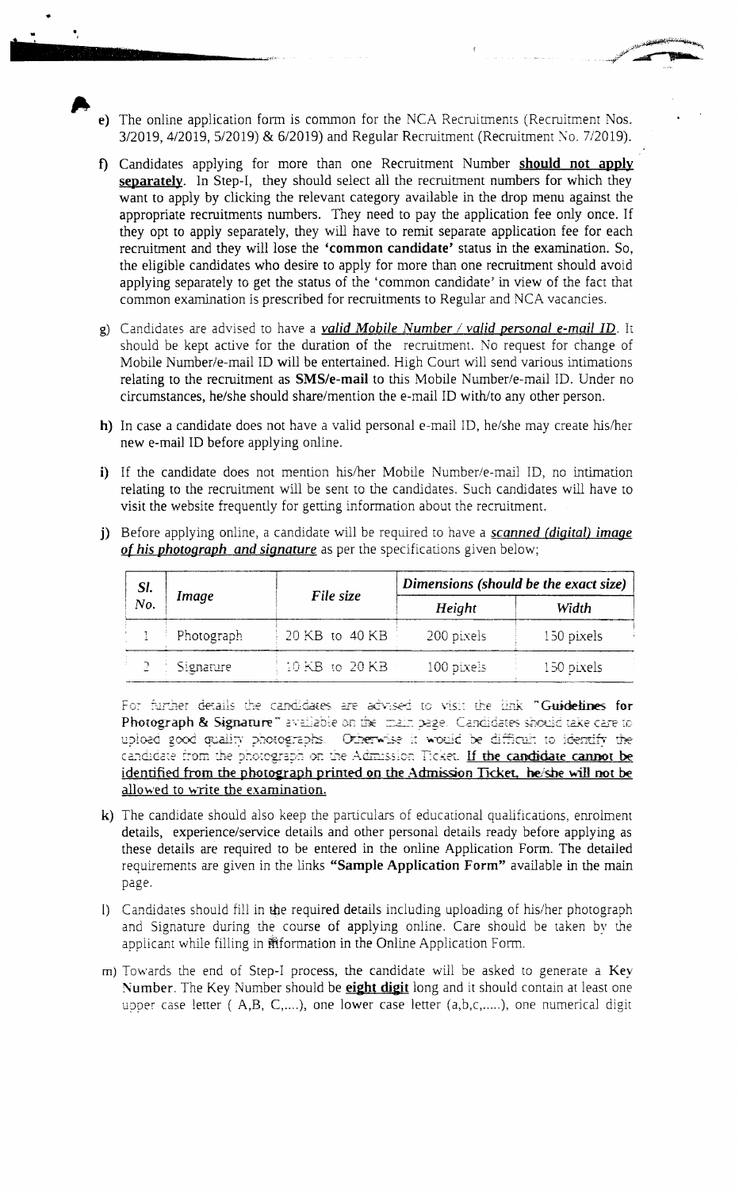e) The online application form is common for the NCA Recruitments (Recruitment Nos. 3/2019, 4/2019, 5/2019) & 6/2019) and Regular Recruitment (Recruitment No. 7/2019).

f) Candidates applying for more than one Recruitment Number **<u>should not apply separately</u>**. In Step-I, they should select all the recruitment numbers for which they want to apply by clicking the relevant category available in the drop menu against the appropriate recruitments numbers. They need to pay the application fee only once. If they opt to apply separately, they will have to remit separate application fee for each recruitment and they will lose the **'common candidate'** status in the examination. So, the eligible candidates who desire to apply for more than one recruitment should avoid applying separately to get the status of the 'common candidate' in view of the fact that common examination is prescribed for recruitments to Regular and NCA vacancies.

g) Candidates are advised to have a ***<u>valid Mobile Number / valid personal e-mail ID</u>***. It should be kept active for the duration of the recruitment. No request for change of Mobile Number/e-mail ID will be entertained. High Court will send various intimations relating to the recruitment as **SMS/e-mail** to this Mobile Number/e-mail ID. Under no circumstances, he/she should share/mention the e-mail ID with/to any other person.

h) In case a candidate does not have a valid personal e-mail ID, he/she may create his/her new e-mail ID before applying online.

i) If the candidate does not mention his/her Mobile Number/e-mail ID, no intimation relating to the recruitment will be sent to the candidates. Such candidates will have to visit the website frequently for getting information about the recruitment.

j) Before applying online, a candidate will be required to have a ***<u>scanned (digital) image of his photograph and signature</u>*** as per the specifications given below;

| Sl. No. | Image | File size | Dimensions (should be the exact size) | |
|---|---|---|---|---|
| | | | Height | Width |
| 1 | Photograph | 20 KB to 40 KB | 200 pixels | 150 pixels |
| 2 | Signature | 10 KB to 20 KB | 100 pixels | 150 pixels |

For further details the candidates are advised to visit the link **"Guidelines for Photograph & Signature"** available on the main page. Candidates should take care to upload good quality photographs. Otherwise it would be difficult to identify the candidate from the photograph on the Admission Ticket. **<u>If the candidate cannot be identified from the photograph printed on the Admission Ticket, he/she will not be allowed to write the examination.</u>**

k) The candidate should also keep the particulars of educational qualifications, enrolment details, experience/service details and other personal details ready before applying as these details are required to be entered in the online Application Form. The detailed requirements are given in the links **"Sample Application Form"** available in the main page.

l) Candidates should fill in the required details including uploading of his/her photograph and Signature during the course of applying online. Care should be taken by the applicant while filling in information in the Online Application Form.

m) Towards the end of Step-I process, the candidate will be asked to generate a Key Number. The Key Number should be **<u>eight digit</u>** long and it should contain at least one upper case letter ( A,B, C,....), one lower case letter (a,b,c,.....), one numerical digit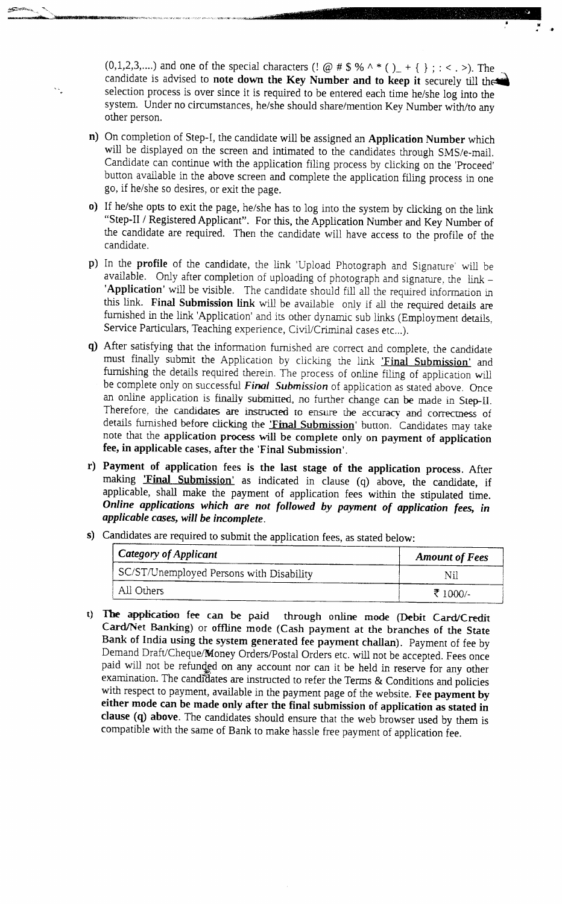(0,1,2,3,....) and one of the special characters (! @ # $ % ^ * ( )_ + { } ; : < . >). The candidate is advised to **note down the Key Number and to keep it** securely till the selection process is over since it is required to be entered each time he/she log into the system. Under no circumstances, he/she should share/mention Key Number with/to any other person.

**n)** On completion of Step-I, the candidate will be assigned an **Application Number** which will be displayed on the screen and intimated to the candidates through SMS/e-mail. Candidate can continue with the application filing process by clicking on the 'Proceed' button available in the above screen and complete the application filing process in one go, if he/she so desires, or exit the page.

**o)** If he/she opts to exit the page, he/she has to log into the system by clicking on the link "Step-II / Registered Applicant". For this, the Application Number and Key Number of the candidate are required. Then the candidate will have access to the profile of the candidate.

**p)** In the **profile** of the candidate, the link 'Upload Photograph and Signature' will be available. Only after completion of uploading of photograph and signature, the link – '**Application**' will be visible. The candidate should fill all the required information in this link. **Final Submission link** will be available only if all the required details are furnished in the link 'Application' and its other dynamic sub links (Employment details, Service Particulars, Teaching experience, Civil/Criminal cases etc...).

**q)** After satisfying that the information furnished are correct and complete, the candidate must finally submit the Application by clicking the link 'Final Submission' and furnishing the details required therein. The process of online filing of application will be complete only on successful ***Final Submission*** of application as stated above. Once an online application is finally submitted, no further change can be made in Step-II. Therefore, the candidates are instructed to ensure the accuracy and correctness of details furnished before clicking the 'Final Submission' button. Candidates may take note that the **application process will be complete only on payment of application fee, in applicable cases, after the 'Final Submission'.**

**r) Payment of application fees is the last stage of the application process.** After making '**Final Submission**' as indicated in clause (q) above, the candidate, if applicable, shall make the payment of application fees within the stipulated time. ***Online applications which are not followed by payment of application fees, in applicable cases, will be incomplete.***

**s)** Candidates are required to submit the application fees, as stated below:

| *Category of Applicant* | *Amount of Fees* |
|---|---|
| SC/ST/Unemployed Persons with Disability | Nil |
| All Others | ₹ 1000/- |

**t) The application fee can be paid through online mode (Debit Card/Credit Card/Net Banking) or offline mode (Cash payment at the branches of the State Bank of India using the system generated fee payment challan).** Payment of fee by Demand Draft/Cheque/Money Orders/Postal Orders etc. will not be accepted. Fees once paid will not be refunded on any account nor can it be held in reserve for any other examination. The candidates are instructed to refer the Terms & Conditions and policies with respect to payment, available in the payment page of the website. **Fee payment by either mode can be made only after the final submission of application as stated in clause (q) above.** The candidates should ensure that the web browser used by them is compatible with the same of Bank to make hassle free payment of application fee.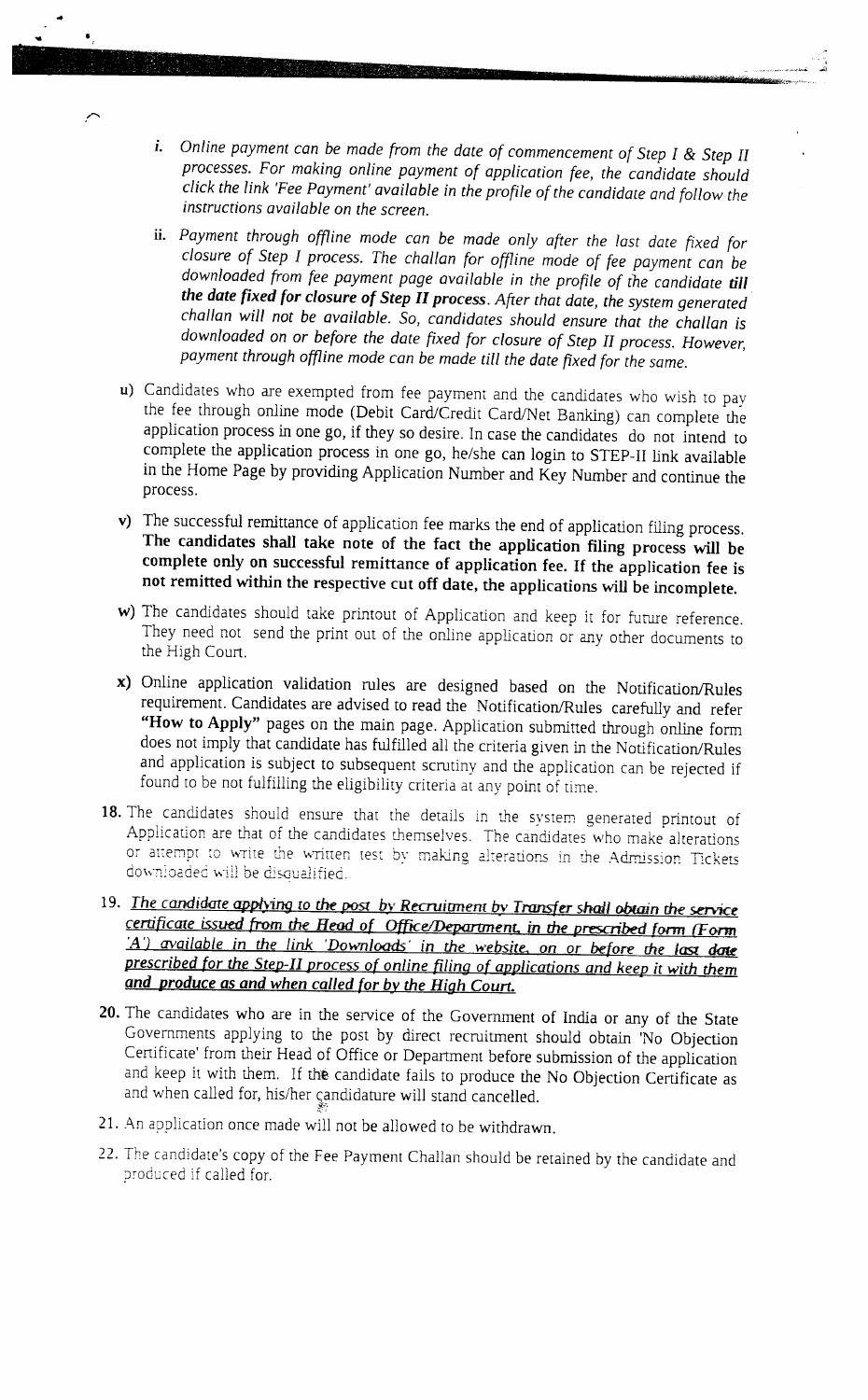i. *Online payment can be made from the date of commencement of Step I & Step II processes. For making online payment of application fee, the candidate should click the link 'Fee Payment' available in the profile of the candidate and follow the instructions available on the screen.*

ii. *Payment through offline mode can be made only after the last date fixed for closure of Step I process. The challan for offline mode of fee payment can be downloaded from fee payment page available in the profile of the candidate* ***till the date fixed for closure of Step II process****. After that date, the system generated challan will not be available. So, candidates should ensure that the challan is downloaded on or before the date fixed for closure of Step II process. However, payment through offline mode can be made till the date fixed for the same.*

u) Candidates who are exempted from fee payment and the candidates who wish to pay the fee through online mode (Debit Card/Credit Card/Net Banking) can complete the application process in one go, if they so desire. In case the candidates do not intend to complete the application process in one go, he/she can login to STEP-II link available in the Home Page by providing Application Number and Key Number and continue the process.

v) The successful remittance of application fee marks the end of application filing process. **The candidates shall take note of the fact the application filing process will be complete only on successful remittance of application fee. If the application fee is not remitted within the respective cut off date, the applications will be incomplete.**

w) The candidates should take printout of Application and keep it for future reference. They need not send the print out of the online application or any other documents to the High Court.

x) Online application validation rules are designed based on the Notification/Rules requirement. Candidates are advised to read the Notification/Rules carefully and refer **"How to Apply"** pages on the main page. Application submitted through online form does not imply that candidate has fulfilled all the criteria given in the Notification/Rules and application is subject to subsequent scrutiny and the application can be rejected if found to be not fulfilling the eligibility criteria at any point of time.

18. The candidates should ensure that the details in the system generated printout of Application are that of the candidates themselves. The candidates who make alterations or attempt to write the written test by making alterations in the Admission Tickets downloaded will be disqualified.

19. ***The candidate applying to the post by Recruitment by Transfer shall obtain the service certificate issued from the Head of Office/Department, in the prescribed form (Form 'A') available in the link 'Downloads' in the website, on or before the last date prescribed for the Step-II process of online filing of applications and keep it with them and produce as and when called for by the High Court.***

20. The candidates who are in the service of the Government of India or any of the State Governments applying to the post by direct recruitment should obtain 'No Objection Certificate' from their Head of Office or Department before submission of the application and keep it with them. If the candidate fails to produce the No Objection Certificate as and when called for, his/her candidature will stand cancelled.

21. An application once made will not be allowed to be withdrawn.

22. The candidate's copy of the Fee Payment Challan should be retained by the candidate and produced if called for.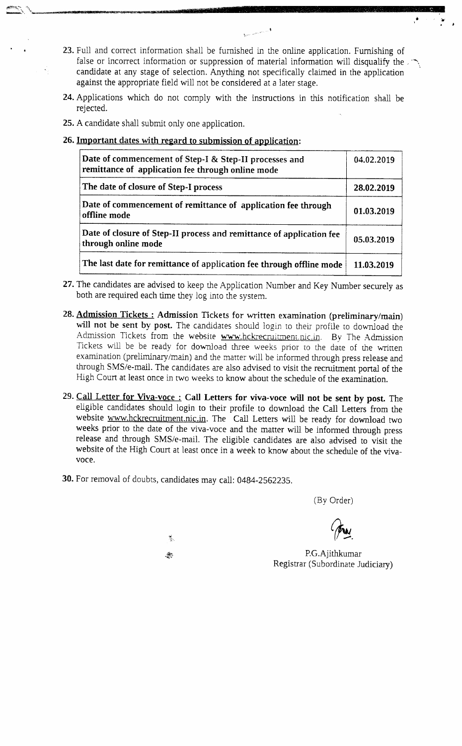23. Full and correct information shall be furnished in the online application. Furnishing of false or incorrect information or suppression of material information will disqualify the candidate at any stage of selection. Anything not specifically claimed in the application against the appropriate field will not be considered at a later stage.

24. Applications which do not comply with the instructions in this notification shall be rejected.

25. A candidate shall submit only one application.

26. **Important dates with regard to submission of application:**

| | |
|---|---|
| **Date of commencement of Step-I & Step-II processes and remittance of application fee through online mode** | 04.02.2019 |
| **The date of closure of Step-I process** | **28.02.2019** |
| **Date of commencement of remittance of application fee through offline mode** | **01.03.2019** |
| **Date of closure of Step-II process and remittance of application fee through online mode** | **05.03.2019** |
| **The last date for remittance of application fee through offline mode** | **11.03.2019** |

27. The candidates are advised to keep the Application Number and Key Number securely as both are required each time they log into the system.

28. **Admission Tickets : Admission Tickets for written examination (preliminary/main) will not be sent by post.** The candidates should login to their profile to download the Admission Tickets from the website www.hckrecruitment.nic.in. By The Admission Tickets will be be ready for download three weeks prior to the date of the written examination (preliminary/main) and the matter will be informed through press release and through SMS/e-mail. The candidates are also advised to visit the recruitment portal of the High Court at least once in two weeks to know about the schedule of the examination.

29. **Call Letter for Viva-voce : Call Letters for viva-voce will not be sent by post.** The eligible candidates should login to their profile to download the Call Letters from the website www.hckrecruitment.nic.in. The Call Letters will be ready for download two weeks prior to the date of the viva-voce and the matter will be informed through press release and through SMS/e-mail. The eligible candidates are also advised to visit the website of the High Court at least once in a week to know about the schedule of the viva-voce.

30. For removal of doubts, candidates may call: 0484-2562235.

(By Order)

P.G.Ajithkumar
Registrar (Subordinate Judiciary)